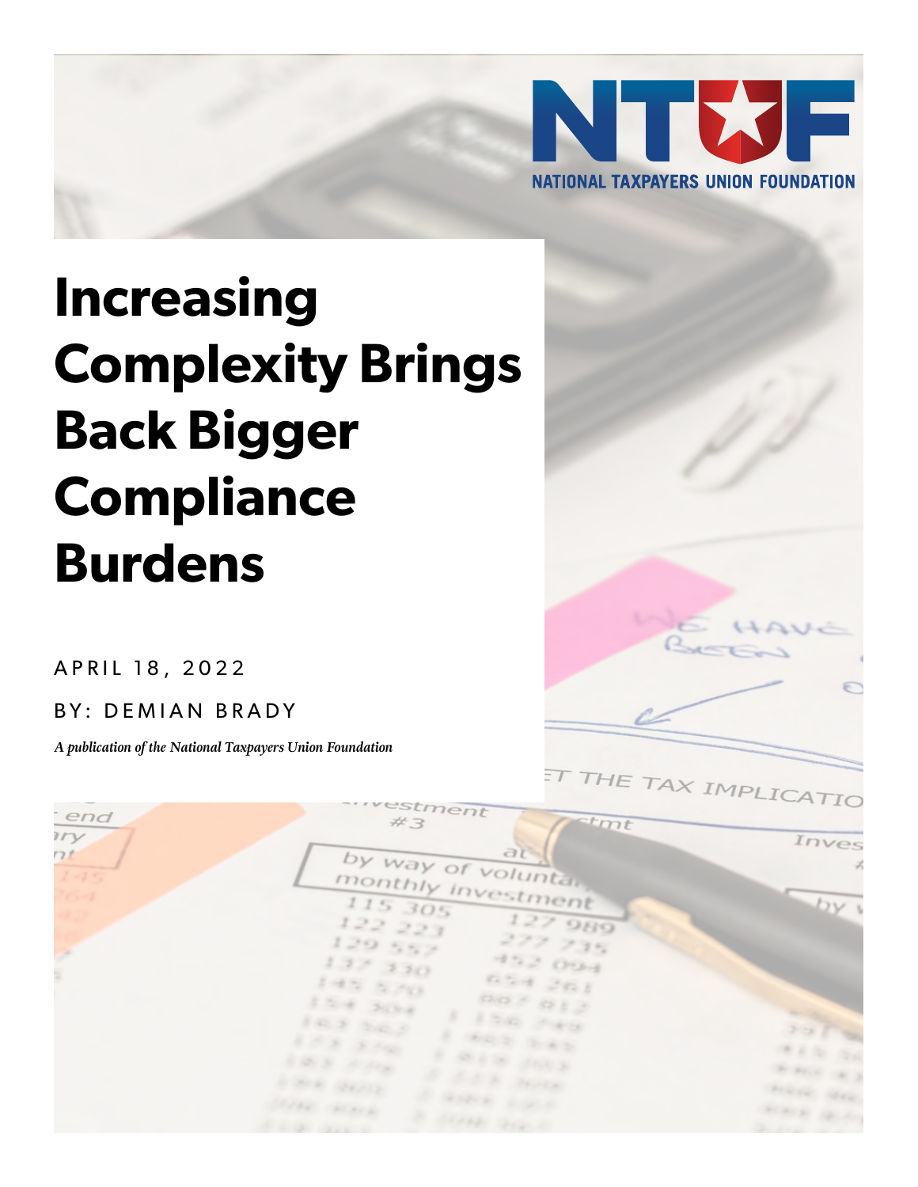NATIONAL TAXPAYERS UNION FOUNDATION

# Increasing Complexity Brings Back Bigger Compliance Burdens

APRIL 18, 2022

BY: DEMIAN BRADY

*A publication of the National Taxpayers Union Foundation*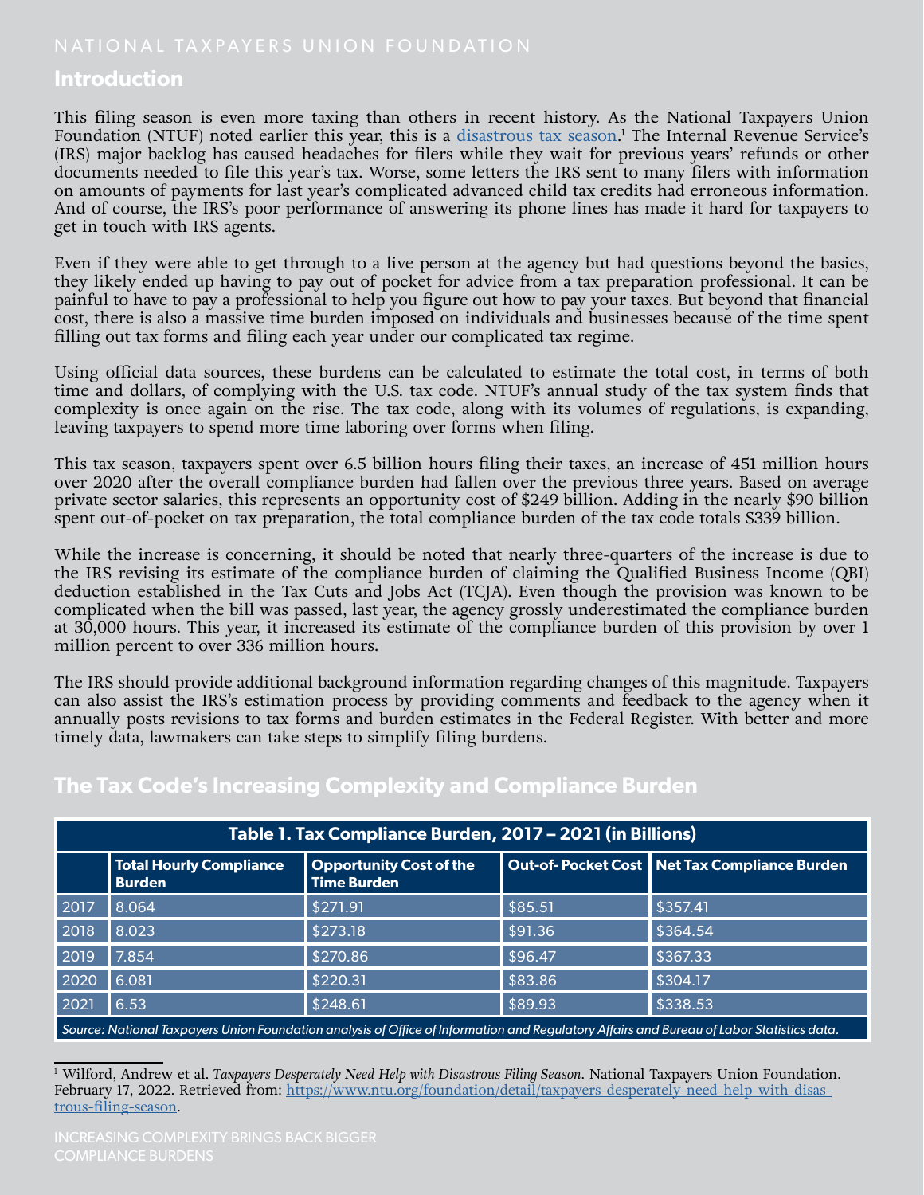## Introduction

This filing season is even more taxing than others in recent history. As the National Taxpayers Union Foundation (NTUF) noted earlier this year, this is a disastrous tax season.[1] The Internal Revenue Service's (IRS) major backlog has caused headaches for filers while they wait for previous years' refunds or other documents needed to file this year's tax. Worse, some letters the IRS sent to many filers with information on amounts of payments for last year's complicated advanced child tax credits had erroneous information. And of course, the IRS's poor performance of answering its phone lines has made it hard for taxpayers to get in touch with IRS agents.

Even if they were able to get through to a live person at the agency but had questions beyond the basics, they likely ended up having to pay out of pocket for advice from a tax preparation professional. It can be painful to have to pay a professional to help you figure out how to pay your taxes. But beyond that financial cost, there is also a massive time burden imposed on individuals and businesses because of the time spent filling out tax forms and filing each year under our complicated tax regime.

Using official data sources, these burdens can be calculated to estimate the total cost, in terms of both time and dollars, of complying with the U.S. tax code. NTUF's annual study of the tax system finds that complexity is once again on the rise. The tax code, along with its volumes of regulations, is expanding, leaving taxpayers to spend more time laboring over forms when filing.

This tax season, taxpayers spent over 6.5 billion hours filing their taxes, an increase of 451 million hours over 2020 after the overall compliance burden had fallen over the previous three years. Based on average private sector salaries, this represents an opportunity cost of $249 billion. Adding in the nearly $90 billion spent out-of-pocket on tax preparation, the total compliance burden of the tax code totals $339 billion.

While the increase is concerning, it should be noted that nearly three-quarters of the increase is due to the IRS revising its estimate of the compliance burden of claiming the Qualified Business Income (QBI) deduction established in the Tax Cuts and Jobs Act (TCJA). Even though the provision was known to be complicated when the bill was passed, last year, the agency grossly underestimated the compliance burden at 30,000 hours. This year, it increased its estimate of the compliance burden of this provision by over 1 million percent to over 336 million hours.

The IRS should provide additional background information regarding changes of this magnitude. Taxpayers can also assist the IRS's estimation process by providing comments and feedback to the agency when it annually posts revisions to tax forms and burden estimates in the Federal Register. With better and more timely data, lawmakers can take steps to simplify filing burdens.

## The Tax Code's Increasing Complexity and Compliance Burden

**Table 1. Tax Compliance Burden, 2017 – 2021 (in Billions)**

| | Total Hourly Compliance Burden | Opportunity Cost of the Time Burden | Out-of- Pocket Cost | Net Tax Compliance Burden |
|---|---|---|---|---|
| 2017 | 8.064 | $271.91 | $85.51 | $357.41 |
| 2018 | 8.023 | $273.18 | $91.36 | $364.54 |
| 2019 | 7.854 | $270.86 | $96.47 | $367.33 |
| 2020 | 6.081 | $220.31 | $83.86 | $304.17 |
| 2021 | 6.53 | $248.61 | $89.93 | $338.53 |

*Source: National Taxpayers Union Foundation analysis of Office of Information and Regulatory Affairs and Bureau of Labor Statistics data.*

[1] Wilford, Andrew et al. *Taxpayers Desperately Need Help with Disastrous Filing Season.* National Taxpayers Union Foundation. February 17, 2022. Retrieved from: https://www.ntu.org/foundation/detail/taxpayers-desperately-need-help-with-disastrous-filing-season.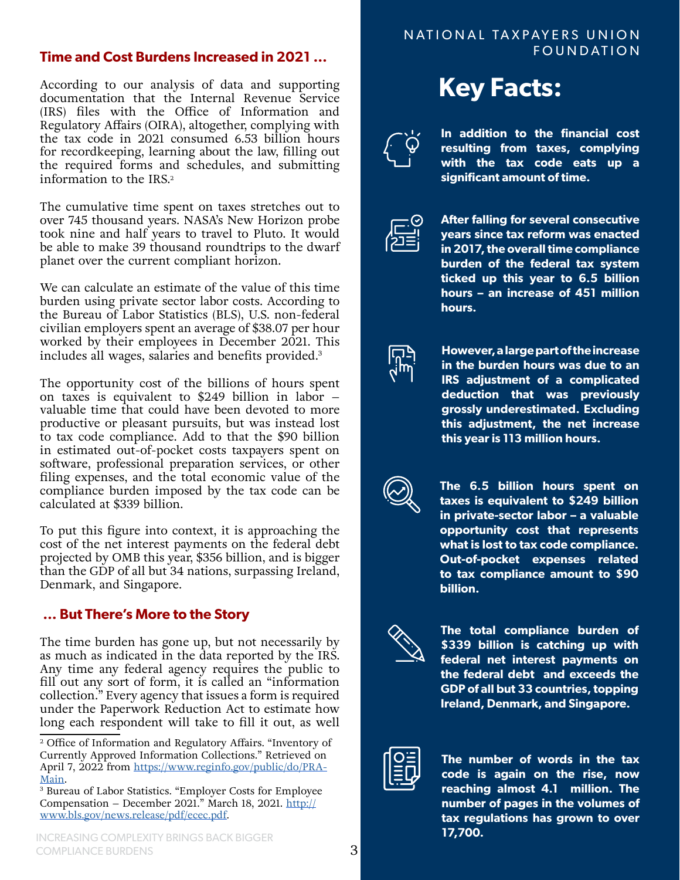## Time and Cost Burdens Increased in 2021 ...

According to our analysis of data and supporting documentation that the Internal Revenue Service (IRS) files with the Office of Information and Regulatory Affairs (OIRA), altogether, complying with the tax code in 2021 consumed 6.53 billion hours for recordkeeping, learning about the law, filling out the required forms and schedules, and submitting information to the IRS.[2]

The cumulative time spent on taxes stretches out to over 745 thousand years. NASA's New Horizon probe took nine and half years to travel to Pluto. It would be able to make 39 thousand roundtrips to the dwarf planet over the current compliant horizon.

We can calculate an estimate of the value of this time burden using private sector labor costs. According to the Bureau of Labor Statistics (BLS), U.S. non-federal civilian employers spent an average of $38.07 per hour worked by their employees in December 2021. This includes all wages, salaries and benefits provided.[3]

The opportunity cost of the billions of hours spent on taxes is equivalent to $249 billion in labor – valuable time that could have been devoted to more productive or pleasant pursuits, but was instead lost to tax code compliance. Add to that the $90 billion in estimated out-of-pocket costs taxpayers spent on software, professional preparation services, or other filing expenses, and the total economic value of the compliance burden imposed by the tax code can be calculated at $339 billion.

To put this figure into context, it is approaching the cost of the net interest payments on the federal debt projected by OMB this year, $356 billion, and is bigger than the GDP of all but 34 nations, surpassing Ireland, Denmark, and Singapore.

## ... But There's More to the Story

The time burden has gone up, but not necessarily by as much as indicated in the data reported by the IRS. Any time any federal agency requires the public to fill out any sort of form, it is called an "information collection." Every agency that issues a form is required under the Paperwork Reduction Act to estimate how long each respondent will take to fill it out, as well

[2] Office of Information and Regulatory Affairs. "Inventory of Currently Approved Information Collections." Retrieved on April 7, 2022 from https://www.reginfo.gov/public/do/PRA-Main.

[3] Bureau of Labor Statistics. "Employer Costs for Employee Compensation – December 2021." March 18, 2021. http://www.bls.gov/news.release/pdf/ecec.pdf.

NATIONAL TAXPAYERS UNION FOUNDATION

# Key Facts:

**In addition to the financial cost resulting from taxes, complying with the tax code eats up a significant amount of time.**

**After falling for several consecutive years since tax reform was enacted in 2017, the overall time compliance burden of the federal tax system ticked up this year to 6.5 billion hours – an increase of 451 million hours.**

**However, a large part of the increase in the burden hours was due to an IRS adjustment of a complicated deduction that was previously grossly underestimated. Excluding this adjustment, the net increase this year is 113 million hours.**

**The 6.5 billion hours spent on taxes is equivalent to $249 billion in private-sector labor – a valuable opportunity cost that represents what is lost to tax code compliance. Out-of-pocket expenses related to tax compliance amount to $90 billion.**

**The total compliance burden of $339 billion is catching up with federal net interest payments on the federal debt and exceeds the GDP of all but 33 countries, topping Ireland, Denmark, and Singapore.**

**The number of words in the tax code is again on the rise, now reaching almost 4.1 million. The number of pages in the volumes of tax regulations has grown to over 17,700.**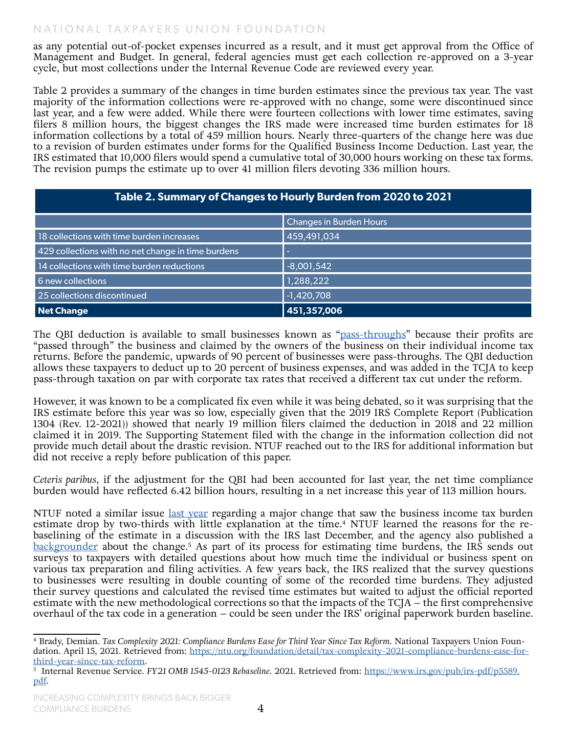as any potential out-of-pocket expenses incurred as a result, and it must get approval from the Office of Management and Budget. In general, federal agencies must get each collection re-approved on a 3-year cycle, but most collections under the Internal Revenue Code are reviewed every year.

Table 2 provides a summary of the changes in time burden estimates since the previous tax year. The vast majority of the information collections were re-approved with no change, some were discontinued since last year, and a few were added. While there were fourteen collections with lower time estimates, saving filers 8 million hours, the biggest changes the IRS made were increased time burden estimates for 18 information collections by a total of 459 million hours. Nearly three-quarters of the change here was due to a revision of burden estimates under forms for the Qualified Business Income Deduction. Last year, the IRS estimated that 10,000 filers would spend a cumulative total of 30,000 hours working on these tax forms. The revision pumps the estimate up to over 41 million filers devoting 336 million hours.

**Table 2. Summary of Changes to Hourly Burden from 2020 to 2021**

| | Changes in Burden Hours |
|---|---|
| 18 collections with time burden increases | 459,491,034 |
| 429 collections with no net change in time burdens | - |
| 14 collections with time burden reductions | -8,001,542 |
| 6 new collections | 1,288,222 |
| 25 collections discontinued | -1,420,708 |
| **Net Change** | **451,357,006** |

The QBI deduction is available to small businesses known as "pass-throughs" because their profits are "passed through" the business and claimed by the owners of the business on their individual income tax returns. Before the pandemic, upwards of 90 percent of businesses were pass-throughs. The QBI deduction allows these taxpayers to deduct up to 20 percent of business expenses, and was added in the TCJA to keep pass-through taxation on par with corporate tax rates that received a different tax cut under the reform.

However, it was known to be a complicated fix even while it was being debated, so it was surprising that the IRS estimate before this year was so low, especially given that the 2019 IRS Complete Report (Publication 1304 (Rev. 12-2021)) showed that nearly 19 million filers claimed the deduction in 2018 and 22 million claimed it in 2019. The Supporting Statement filed with the change in the information collection did not provide much detail about the drastic revision. NTUF reached out to the IRS for additional information but did not receive a reply before publication of this paper.

*Ceteris paribus*, if the adjustment for the QBI had been accounted for last year, the net time compliance burden would have reflected 6.42 billion hours, resulting in a net increase this year of 113 million hours.

NTUF noted a similar issue last year regarding a major change that saw the business income tax burden estimate drop by two-thirds with little explanation at the time.[4] NTUF learned the reasons for the re-baselining of the estimate in a discussion with the IRS last December, and the agency also published a backgrounder about the change.[5] As part of its process for estimating time burdens, the IRS sends out surveys to taxpayers with detailed questions about how much time the individual or business spent on various tax preparation and filing activities. A few years back, the IRS realized that the survey questions to businesses were resulting in double counting of some of the recorded time burdens. They adjusted their survey questions and calculated the revised time estimates but waited to adjust the official reported estimate with the new methodological corrections so that the impacts of the TCJA – the first comprehensive overhaul of the tax code in a generation – could be seen under the IRS' original paperwork burden baseline.

[4] Brady, Demian. *Tax Complexity 2021: Compliance Burdens Ease for Third Year Since Tax Reform.* National Taxpayers Union Foundation. April 15, 2021. Retrieved from: https://ntu.org/foundation/detail/tax-complexity-2021-compliance-burdens-ease-for-third-year-since-tax-reform.

[5] Internal Revenue Service. *FY21 OMB 1545-0123 Rebaseline*. 2021. Retrieved from: https://www.irs.gov/pub/irs-pdf/p5589.pdf.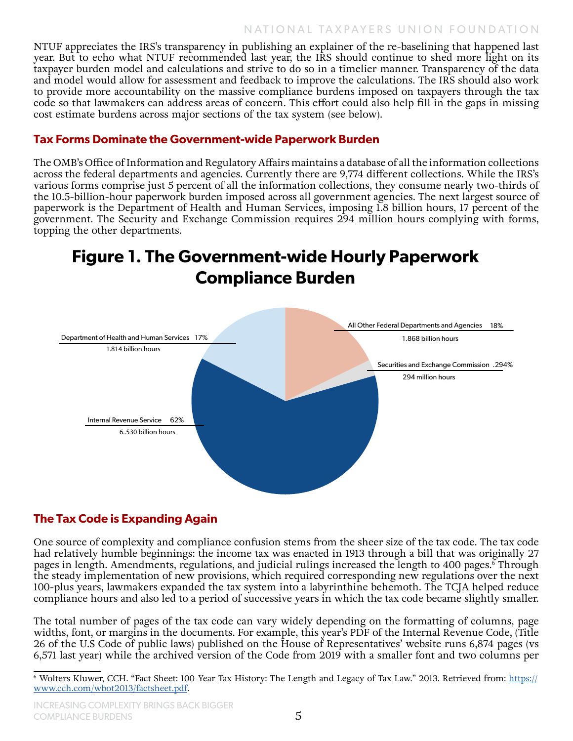NTUF appreciates the IRS's transparency in publishing an explainer of the re-baselining that happened last year. But to echo what NTUF recommended last year, the IRS should continue to shed more light on its taxpayer burden model and calculations and strive to do so in a timelier manner. Transparency of the data and model would allow for assessment and feedback to improve the calculations. The IRS should also work to provide more accountability on the massive compliance burdens imposed on taxpayers through the tax code so that lawmakers can address areas of concern. This effort could also help fill in the gaps in missing cost estimate burdens across major sections of the tax system (see below).

## Tax Forms Dominate the Government-wide Paperwork Burden

The OMB's Office of Information and Regulatory Affairs maintains a database of all the information collections across the federal departments and agencies. Currently there are 9,774 different collections. While the IRS's various forms comprise just 5 percent of all the information collections, they consume nearly two-thirds of the 10.5-billion-hour paperwork burden imposed across all government agencies. The next largest source of paperwork is the Department of Health and Human Services, imposing 1.8 billion hours, 17 percent of the government. The Security and Exchange Commission requires 294 million hours complying with forms, topping the other departments.

## Figure 1. The Government-wide Hourly Paperwork Compliance Burden

All Other Federal Departments and Agencies 18%
1.868 billion hours

Securities and Exchange Commission .294%
294 million hours

Department of Health and Human Services 17%
1.814 billion hours

Internal Revenue Service 62%
6..530 billion hours

## The Tax Code is Expanding Again

One source of complexity and compliance confusion stems from the sheer size of the tax code. The tax code had relatively humble beginnings: the income tax was enacted in 1913 through a bill that was originally 27 pages in length. Amendments, regulations, and judicial rulings increased the length to 400 pages.[6] Through the steady implementation of new provisions, which required corresponding new regulations over the next 100-plus years, lawmakers expanded the tax system into a labyrinthine behemoth. The TCJA helped reduce compliance hours and also led to a period of successive years in which the tax code became slightly smaller.

The total number of pages of the tax code can vary widely depending on the formatting of columns, page widths, font, or margins in the documents. For example, this year's PDF of the Internal Revenue Code, (Title 26 of the U.S Code of public laws) published on the House of Representatives' website runs 6,874 pages (vs 6,571 last year) while the archived version of the Code from 2019 with a smaller font and two columns per

[6] Wolters Kluwer, CCH. "Fact Sheet: 100-Year Tax History: The Length and Legacy of Tax Law." 2013. Retrieved from: https://www.cch.com/wbot2013/factsheet.pdf.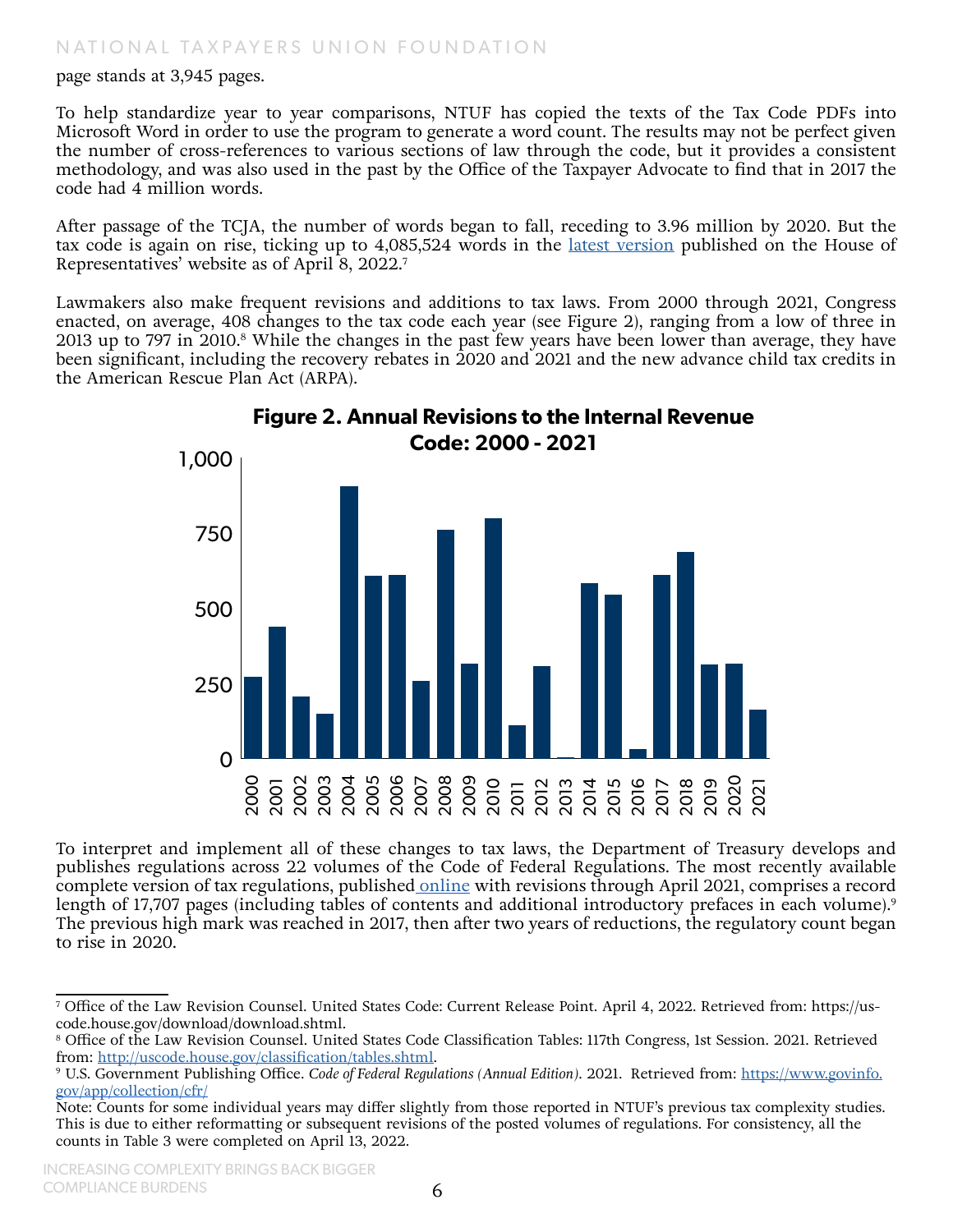page stands at 3,945 pages.

To help standardize year to year comparisons, NTUF has copied the texts of the Tax Code PDFs into Microsoft Word in order to use the program to generate a word count. The results may not be perfect given the number of cross-references to various sections of law through the code, but it provides a consistent methodology, and was also used in the past by the Office of the Taxpayer Advocate to find that in 2017 the code had 4 million words.

After passage of the TCJA, the number of words began to fall, receding to 3.96 million by 2020. But the tax code is again on rise, ticking up to 4,085,524 words in the latest version published on the House of Representatives' website as of April 8, 2022.[7]

Lawmakers also make frequent revisions and additions to tax laws. From 2000 through 2021, Congress enacted, on average, 408 changes to the tax code each year (see Figure 2), ranging from a low of three in 2013 up to 797 in 2010.[8] While the changes in the past few years have been lower than average, they have been significant, including the recovery rebates in 2020 and 2021 and the new advance child tax credits in the American Rescue Plan Act (ARPA).

**Figure 2. Annual Revisions to the Internal Revenue Code: 2000 - 2021**

1,000
750
500
250
0

2000 2001 2002 2003 2004 2005 2006 2007 2008 2009 2010 2011 2012 2013 2014 2015 2016 2017 2018 2019 2020 2021

To interpret and implement all of these changes to tax laws, the Department of Treasury develops and publishes regulations across 22 volumes of the Code of Federal Regulations. The most recently available complete version of tax regulations, published online with revisions through April 2021, comprises a record length of 17,707 pages (including tables of contents and additional introductory prefaces in each volume).[9] The previous high mark was reached in 2017, then after two years of reductions, the regulatory count began to rise in 2020.

---

[7] Office of the Law Revision Counsel. United States Code: Current Release Point. April 4, 2022. Retrieved from: https://uscode.house.gov/download/download.shtml.

[8] Office of the Law Revision Counsel. United States Code Classification Tables: 117th Congress, 1st Session. 2021. Retrieved from: http://uscode.house.gov/classification/tables.shtml.

[9] U.S. Government Publishing Office. *Code of Federal Regulations (Annual Edition)*. 2021. Retrieved from: https://www.govinfo.gov/app/collection/cfr/

Note: Counts for some individual years may differ slightly from those reported in NTUF's previous tax complexity studies. This is due to either reformatting or subsequent revisions of the posted volumes of regulations. For consistency, all the counts in Table 3 were completed on April 13, 2022.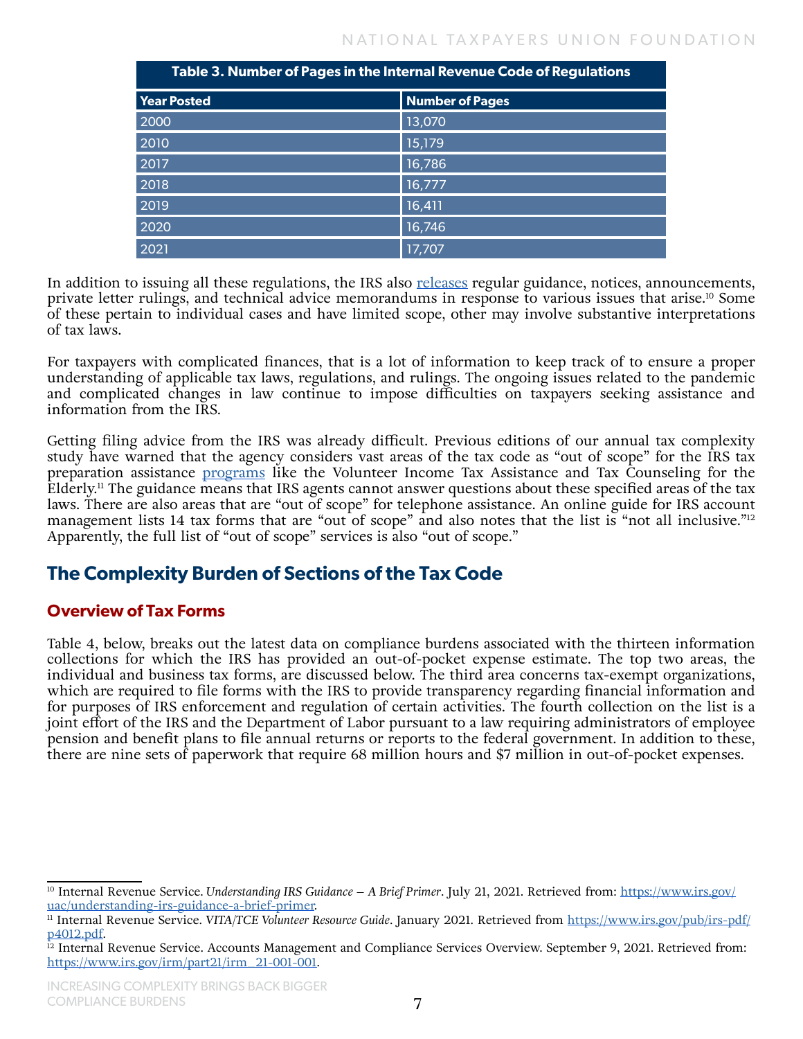**Table 3. Number of Pages in the Internal Revenue Code of Regulations**

| Year Posted | Number of Pages |
|---|---|
| 2000 | 13,070 |
| 2010 | 15,179 |
| 2017 | 16,786 |
| 2018 | 16,777 |
| 2019 | 16,411 |
| 2020 | 16,746 |
| 2021 | 17,707 |

In addition to issuing all these regulations, the IRS also releases regular guidance, notices, announcements, private letter rulings, and technical advice memorandums in response to various issues that arise.[10] Some of these pertain to individual cases and have limited scope, other may involve substantive interpretations of tax laws.

For taxpayers with complicated finances, that is a lot of information to keep track of to ensure a proper understanding of applicable tax laws, regulations, and rulings. The ongoing issues related to the pandemic and complicated changes in law continue to impose difficulties on taxpayers seeking assistance and information from the IRS.

Getting filing advice from the IRS was already difficult. Previous editions of our annual tax complexity study have warned that the agency considers vast areas of the tax code as "out of scope" for the IRS tax preparation assistance programs like the Volunteer Income Tax Assistance and Tax Counseling for the Elderly.[11] The guidance means that IRS agents cannot answer questions about these specified areas of the tax laws. There are also areas that are "out of scope" for telephone assistance. An online guide for IRS account management lists 14 tax forms that are "out of scope" and also notes that the list is "not all inclusive."[12] Apparently, the full list of "out of scope" services is also "out of scope."

## The Complexity Burden of Sections of the Tax Code

### Overview of Tax Forms

Table 4, below, breaks out the latest data on compliance burdens associated with the thirteen information collections for which the IRS has provided an out-of-pocket expense estimate. The top two areas, the individual and business tax forms, are discussed below. The third area concerns tax-exempt organizations, which are required to file forms with the IRS to provide transparency regarding financial information and for purposes of IRS enforcement and regulation of certain activities. The fourth collection on the list is a joint effort of the IRS and the Department of Labor pursuant to a law requiring administrators of employee pension and benefit plans to file annual returns or reports to the federal government. In addition to these, there are nine sets of paperwork that require 68 million hours and $7 million in out-of-pocket expenses.

---

[10] Internal Revenue Service. *Understanding IRS Guidance – A Brief Primer*. July 21, 2021. Retrieved from: https://www.irs.gov/uac/understanding-irs-guidance-a-brief-primer.

[11] Internal Revenue Service. *VITA/TCE Volunteer Resource Guide*. January 2021. Retrieved from https://www.irs.gov/pub/irs-pdf/p4012.pdf.

[12] Internal Revenue Service. Accounts Management and Compliance Services Overview. September 9, 2021. Retrieved from: https://www.irs.gov/irm/part21/irm_21-001-001.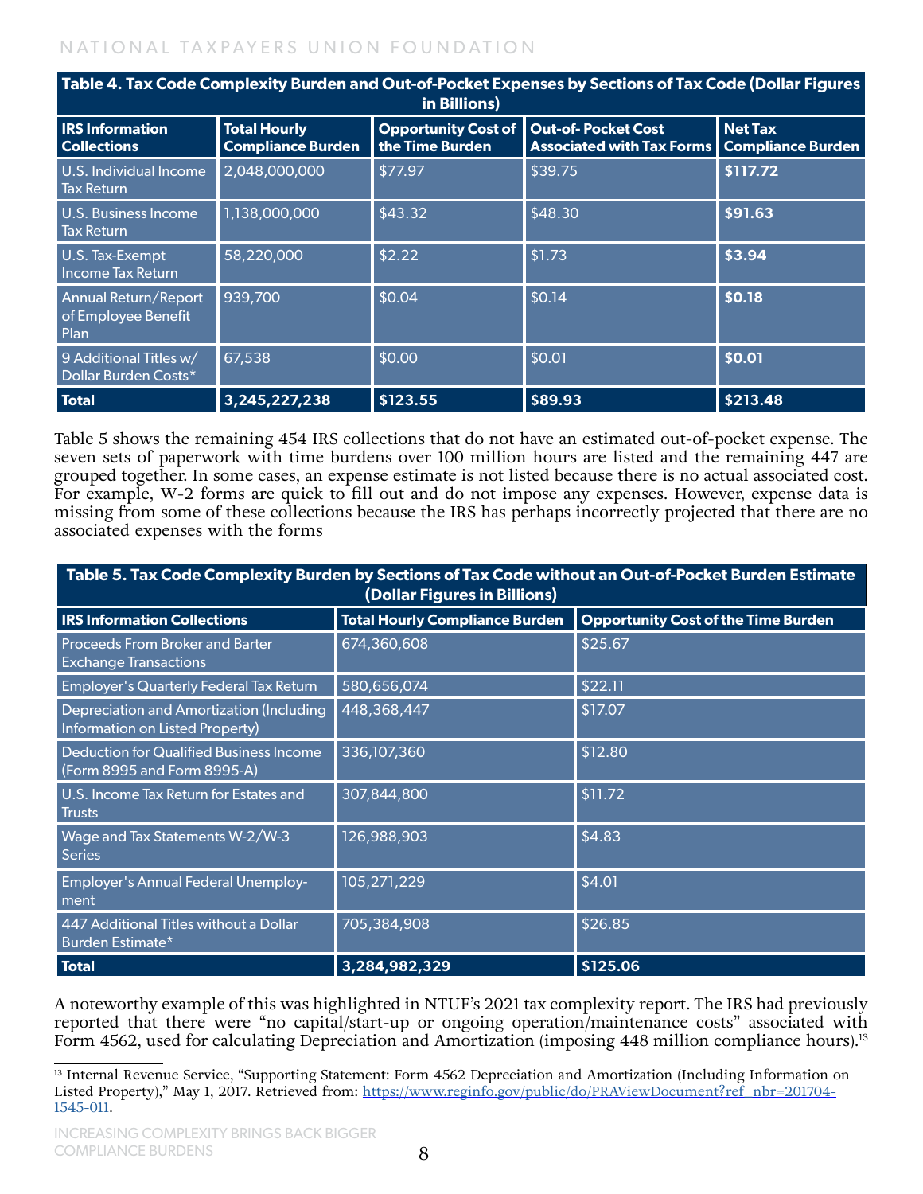**Table 4. Tax Code Complexity Burden and Out-of-Pocket Expenses by Sections of Tax Code (Dollar Figures in Billions)**

| IRS Information Collections | Total Hourly Compliance Burden | Opportunity Cost of the Time Burden | Out-of- Pocket Cost Associated with Tax Forms | Net Tax Compliance Burden |
|---|---|---|---|---|
| U.S. Individual Income Tax Return | 2,048,000,000 | $77.97 | $39.75 | **$117.72** |
| U.S. Business Income Tax Return | 1,138,000,000 | $43.32 | $48.30 | **$91.63** |
| U.S. Tax-Exempt Income Tax Return | 58,220,000 | $2.22 | $1.73 | **$3.94** |
| Annual Return/Report of Employee Benefit Plan | 939,700 | $0.04 | $0.14 | **$0.18** |
| 9 Additional Titles w/ Dollar Burden Costs* | 67,538 | $0.00 | $0.01 | **$0.01** |
| **Total** | **3,245,227,238** | **$123.55** | **$89.93** | **$213.48** |

Table 5 shows the remaining 454 IRS collections that do not have an estimated out-of-pocket expense. The seven sets of paperwork with time burdens over 100 million hours are listed and the remaining 447 are grouped together. In some cases, an expense estimate is not listed because there is no actual associated cost. For example, W-2 forms are quick to fill out and do not impose any expenses. However, expense data is missing from some of these collections because the IRS has perhaps incorrectly projected that there are no associated expenses with the forms

**Table 5. Tax Code Complexity Burden by Sections of Tax Code without an Out-of-Pocket Burden Estimate (Dollar Figures in Billions)**

| IRS Information Collections | Total Hourly Compliance Burden | Opportunity Cost of the Time Burden |
|---|---|---|
| Proceeds From Broker and Barter Exchange Transactions | 674,360,608 | $25.67 |
| Employer's Quarterly Federal Tax Return | 580,656,074 | $22.11 |
| Depreciation and Amortization (Including Information on Listed Property) | 448,368,447 | $17.07 |
| Deduction for Qualified Business Income (Form 8995 and Form 8995-A) | 336,107,360 | $12.80 |
| U.S. Income Tax Return for Estates and Trusts | 307,844,800 | $11.72 |
| Wage and Tax Statements W-2/W-3 Series | 126,988,903 | $4.83 |
| Employer's Annual Federal Unemployment | 105,271,229 | $4.01 |
| 447 Additional Titles without a Dollar Burden Estimate* | 705,384,908 | $26.85 |
| **Total** | **3,284,982,329** | **$125.06** |

A noteworthy example of this was highlighted in NTUF's 2021 tax complexity report. The IRS had previously reported that there were "no capital/start-up or ongoing operation/maintenance costs" associated with Form 4562, used for calculating Depreciation and Amortization (imposing 448 million compliance hours).[13]

[13] Internal Revenue Service, "Supporting Statement: Form 4562 Depreciation and Amortization (Including Information on Listed Property)," May 1, 2017. Retrieved from: https://www.reginfo.gov/public/do/PRAViewDocument?ref_nbr=201704-1545-011.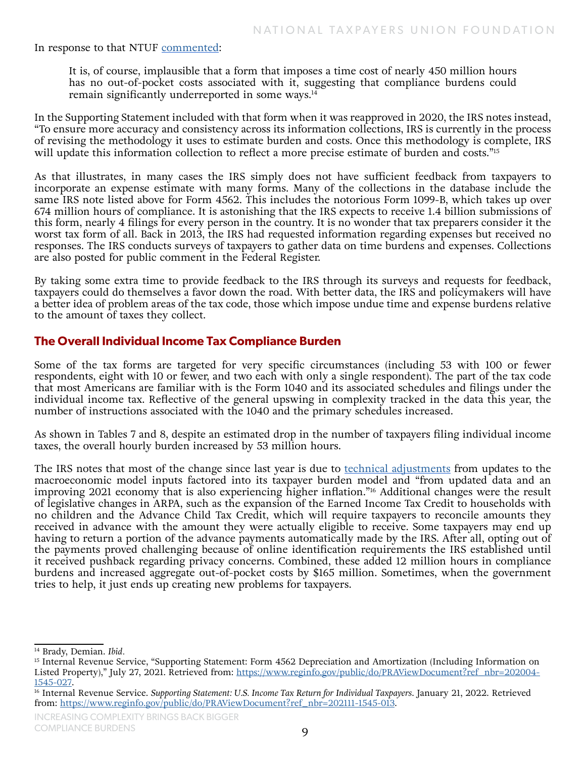In response to that NTUF [commented](#):

> It is, of course, implausible that a form that imposes a time cost of nearly 450 million hours has no out-of-pocket costs associated with it, suggesting that compliance burdens could remain significantly underreported in some ways.[14]

In the Supporting Statement included with that form when it was reapproved in 2020, the IRS notes instead, "To ensure more accuracy and consistency across its information collections, IRS is currently in the process of revising the methodology it uses to estimate burden and costs. Once this methodology is complete, IRS will update this information collection to reflect a more precise estimate of burden and costs."[15]

As that illustrates, in many cases the IRS simply does not have sufficient feedback from taxpayers to incorporate an expense estimate with many forms. Many of the collections in the database include the same IRS note listed above for Form 4562. This includes the notorious Form 1099-B, which takes up over 674 million hours of compliance. It is astonishing that the IRS expects to receive 1.4 billion submissions of this form, nearly 4 filings for every person in the country. It is no wonder that tax preparers consider it the worst tax form of all. Back in 2013, the IRS had requested information regarding expenses but received no responses. The IRS conducts surveys of taxpayers to gather data on time burdens and expenses. Collections are also posted for public comment in the Federal Register.

By taking some extra time to provide feedback to the IRS through its surveys and requests for feedback, taxpayers could do themselves a favor down the road. With better data, the IRS and policymakers will have a better idea of problem areas of the tax code, those which impose undue time and expense burdens relative to the amount of taxes they collect.

## The Overall Individual Income Tax Compliance Burden

Some of the tax forms are targeted for very specific circumstances (including 53 with 100 or fewer respondents, eight with 10 or fewer, and two each with only a single respondent). The part of the tax code that most Americans are familiar with is the Form 1040 and its associated schedules and filings under the individual income tax. Reflective of the general upswing in complexity tracked in the data this year, the number of instructions associated with the 1040 and the primary schedules increased.

As shown in Tables 7 and 8, despite an estimated drop in the number of taxpayers filing individual income taxes, the overall hourly burden increased by 53 million hours.

The IRS notes that most of the change since last year is due to [technical adjustments](#) from updates to the macroeconomic model inputs factored into its taxpayer burden model and "from updated data and an improving 2021 economy that is also experiencing higher inflation."[16] Additional changes were the result of legislative changes in ARPA, such as the expansion of the Earned Income Tax Credit to households with no children and the Advance Child Tax Credit, which will require taxpayers to reconcile amounts they received in advance with the amount they were actually eligible to receive. Some taxpayers may end up having to return a portion of the advance payments automatically made by the IRS. After all, opting out of the payments proved challenging because of online identification requirements the IRS established until it received pushback regarding privacy concerns. Combined, these added 12 million hours in compliance burdens and increased aggregate out-of-pocket costs by $165 million. Sometimes, when the government tries to help, it just ends up creating new problems for taxpayers.

---

[14] Brady, Demian. *Ibid.*

[15] Internal Revenue Service, "Supporting Statement: Form 4562 Depreciation and Amortization (Including Information on Listed Property)," July 27, 2021. Retrieved from: https://www.reginfo.gov/public/do/PRAViewDocument?ref_nbr=202004-1545-027.

[16] Internal Revenue Service. *Supporting Statement: U.S. Income Tax Return for Individual Taxpayers.* January 21, 2022. Retrieved from: https://www.reginfo.gov/public/do/PRAViewDocument?ref_nbr=202111-1545-013.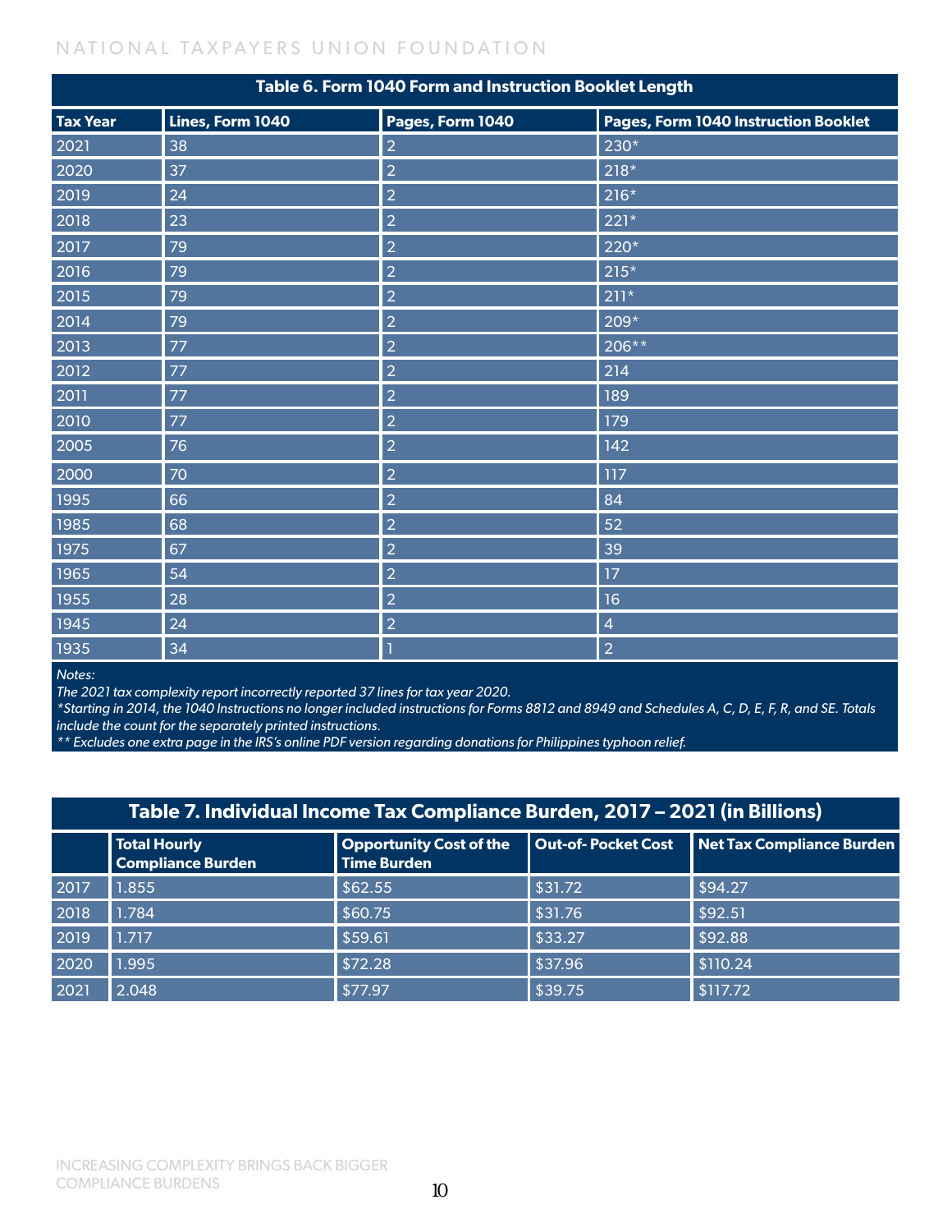**Table 6. Form 1040 Form and Instruction Booklet Length**

| Tax Year | Lines, Form 1040 | Pages, Form 1040 | Pages, Form 1040 Instruction Booklet |
|---|---|---|---|
| 2021 | 38 | 2 | 230* |
| 2020 | 37 | 2 | 218* |
| 2019 | 24 | 2 | 216* |
| 2018 | 23 | 2 | 221* |
| 2017 | 79 | 2 | 220* |
| 2016 | 79 | 2 | 215* |
| 2015 | 79 | 2 | 211* |
| 2014 | 79 | 2 | 209* |
| 2013 | 77 | 2 | 206** |
| 2012 | 77 | 2 | 214 |
| 2011 | 77 | 2 | 189 |
| 2010 | 77 | 2 | 179 |
| 2005 | 76 | 2 | 142 |
| 2000 | 70 | 2 | 117 |
| 1995 | 66 | 2 | 84 |
| 1985 | 68 | 2 | 52 |
| 1975 | 67 | 2 | 39 |
| 1965 | 54 | 2 | 17 |
| 1955 | 28 | 2 | 16 |
| 1945 | 24 | 2 | 4 |
| 1935 | 34 | 1 | 2 |

*Notes:*
*The 2021 tax complexity report incorrectly reported 37 lines for tax year 2020.*
*\*Starting in 2014, the 1040 Instructions no longer included instructions for Forms 8812 and 8949 and Schedules A, C, D, E, F, R, and SE. Totals include the count for the separately printed instructions.*
*\*\* Excludes one extra page in the IRS's online PDF version regarding donations for Philippines typhoon relief.*

**Table 7. Individual Income Tax Compliance Burden, 2017 – 2021 (in Billions)**

| | Total Hourly Compliance Burden | Opportunity Cost of the Time Burden | Out-of- Pocket Cost | Net Tax Compliance Burden |
|---|---|---|---|---|
| 2017 | 1.855 | $62.55 | $31.72 | $94.27 |
| 2018 | 1.784 | $60.75 | $31.76 | $92.51 |
| 2019 | 1.717 | $59.61 | $33.27 | $92.88 |
| 2020 | 1.995 | $72.28 | $37.96 | $110.24 |
| 2021 | 2.048 | $77.97 | $39.75 | $117.72 |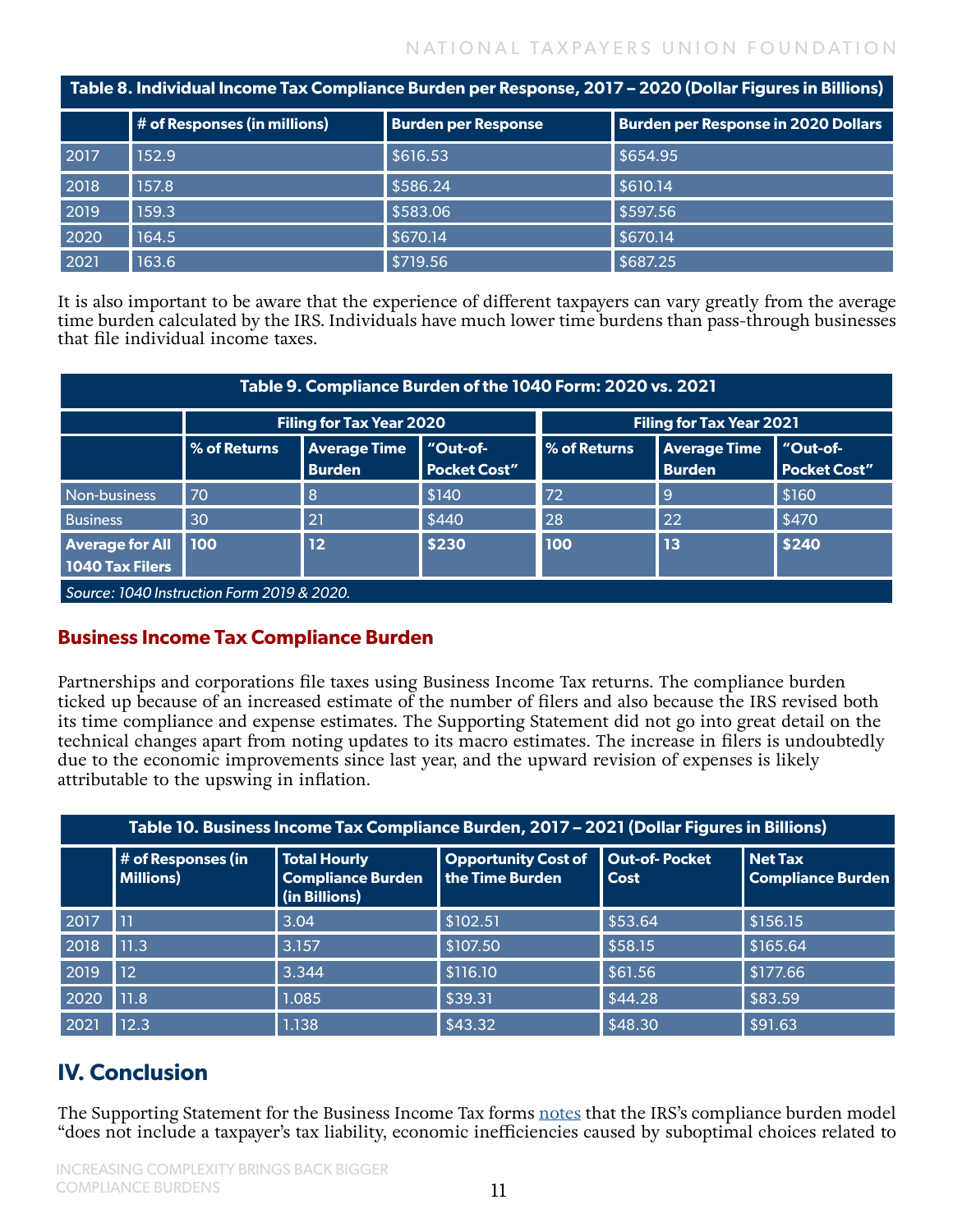| Table 8. Individual Income Tax Compliance Burden per Response, 2017 – 2020 (Dollar Figures in Billions) | | | |
|---|---|---|---|
| | # of Responses (in millions) | Burden per Response | Burden per Response in 2020 Dollars |
| 2017 | 152.9 | $616.53 | $654.95 |
| 2018 | 157.8 | $586.24 | $610.14 |
| 2019 | 159.3 | $583.06 | $597.56 |
| 2020 | 164.5 | $670.14 | $670.14 |
| 2021 | 163.6 | $719.56 | $687.25 |

It is also important to be aware that the experience of different taxpayers can vary greatly from the average time burden calculated by the IRS. Individuals have much lower time burdens than pass-through businesses that file individual income taxes.

| Table 9. Compliance Burden of the 1040 Form: 2020 vs. 2021 | | | | | | |
|---|---|---|---|---|---|---|
| | Filing for Tax Year 2020 | | | Filing for Tax Year 2021 | | |
| | % of Returns | Average Time Burden | "Out-of-Pocket Cost" | % of Returns | Average Time Burden | "Out-of-Pocket Cost" |
| Non-business | 70 | 8 | $140 | 72 | 9 | $160 |
| Business | 30 | 21 | $440 | 28 | 22 | $470 |
| **Average for All 1040 Tax Filers** | **100** | **12** | **$230** | **100** | **13** | **$240** |

*Source: 1040 Instruction Form 2019 & 2020.*

## Business Income Tax Compliance Burden

Partnerships and corporations file taxes using Business Income Tax returns. The compliance burden ticked up because of an increased estimate of the number of filers and also because the IRS revised both its time compliance and expense estimates. The Supporting Statement did not go into great detail on the technical changes apart from noting updates to its macro estimates. The increase in filers is undoubtedly due to the economic improvements since last year, and the upward revision of expenses is likely attributable to the upswing in inflation.

| Table 10. Business Income Tax Compliance Burden, 2017 – 2021 (Dollar Figures in Billions) | | | | | |
|---|---|---|---|---|---|
| | # of Responses (in Millions) | Total Hourly Compliance Burden (in Billions) | Opportunity Cost of the Time Burden | Out-of- Pocket Cost | Net Tax Compliance Burden |
| 2017 | 11 | 3.04 | $102.51 | $53.64 | $156.15 |
| 2018 | 11.3 | 3.157 | $107.50 | $58.15 | $165.64 |
| 2019 | 12 | 3.344 | $116.10 | $61.56 | $177.66 |
| 2020 | 11.8 | 1.085 | $39.31 | $44.28 | $83.59 |
| 2021 | 12.3 | 1.138 | $43.32 | $48.30 | $91.63 |

# IV. Conclusion

The Supporting Statement for the Business Income Tax forms notes that the IRS's compliance burden model "does not include a taxpayer's tax liability, economic inefficiencies caused by suboptimal choices related to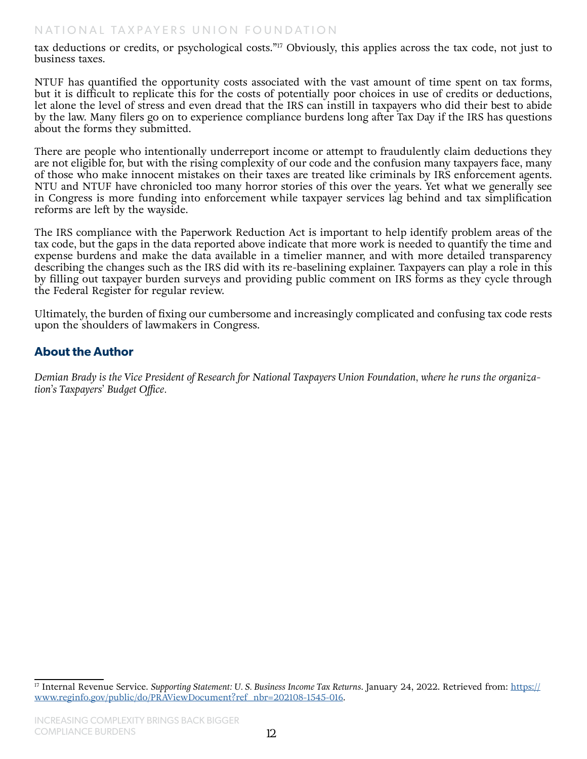tax deductions or credits, or psychological costs."[17] Obviously, this applies across the tax code, not just to business taxes.

NTUF has quantified the opportunity costs associated with the vast amount of time spent on tax forms, but it is difficult to replicate this for the costs of potentially poor choices in use of credits or deductions, let alone the level of stress and even dread that the IRS can instill in taxpayers who did their best to abide by the law. Many filers go on to experience compliance burdens long after Tax Day if the IRS has questions about the forms they submitted.

There are people who intentionally underreport income or attempt to fraudulently claim deductions they are not eligible for, but with the rising complexity of our code and the confusion many taxpayers face, many of those who make innocent mistakes on their taxes are treated like criminals by IRS enforcement agents. NTU and NTUF have chronicled too many horror stories of this over the years. Yet what we generally see in Congress is more funding into enforcement while taxpayer services lag behind and tax simplification reforms are left by the wayside.

The IRS compliance with the Paperwork Reduction Act is important to help identify problem areas of the tax code, but the gaps in the data reported above indicate that more work is needed to quantify the time and expense burdens and make the data available in a timelier manner, and with more detailed transparency describing the changes such as the IRS did with its re-baselining explainer. Taxpayers can play a role in this by filling out taxpayer burden surveys and providing public comment on IRS forms as they cycle through the Federal Register for regular review.

Ultimately, the burden of fixing our cumbersome and increasingly complicated and confusing tax code rests upon the shoulders of lawmakers in Congress.

## About the Author

*Demian Brady is the Vice President of Research for National Taxpayers Union Foundation, where he runs the organization's Taxpayers' Budget Office.*

---

[17] Internal Revenue Service. *Supporting Statement: U. S. Business Income Tax Returns*. January 24, 2022. Retrieved from: https://www.reginfo.gov/public/do/PRAViewDocument?ref_nbr=202108-1545-016.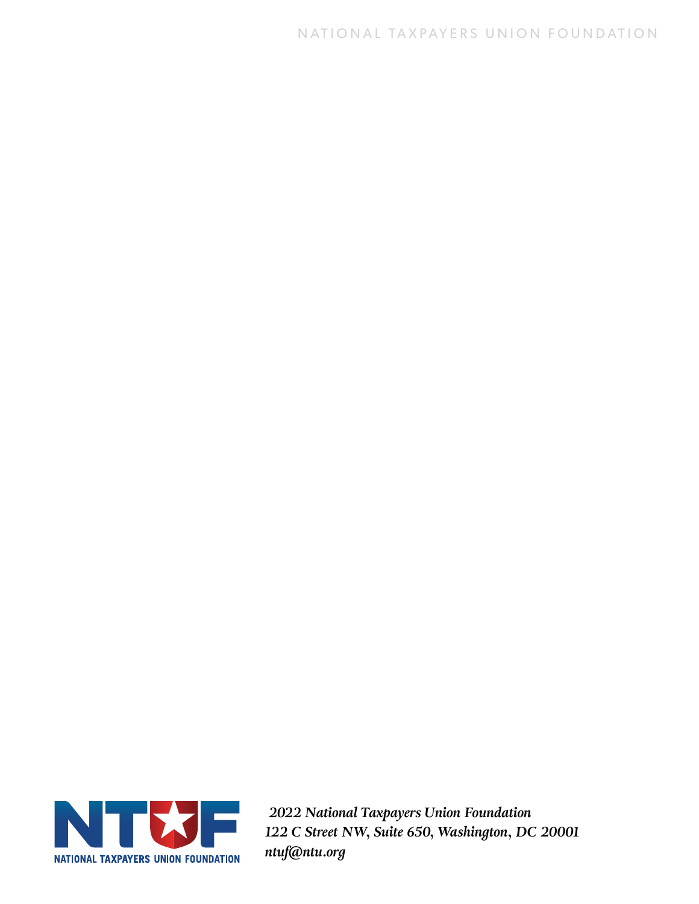*2022 National Taxpayers Union Foundation*
*122 C Street NW, Suite 650, Washington, DC 20001*
*ntuf@ntu.org*